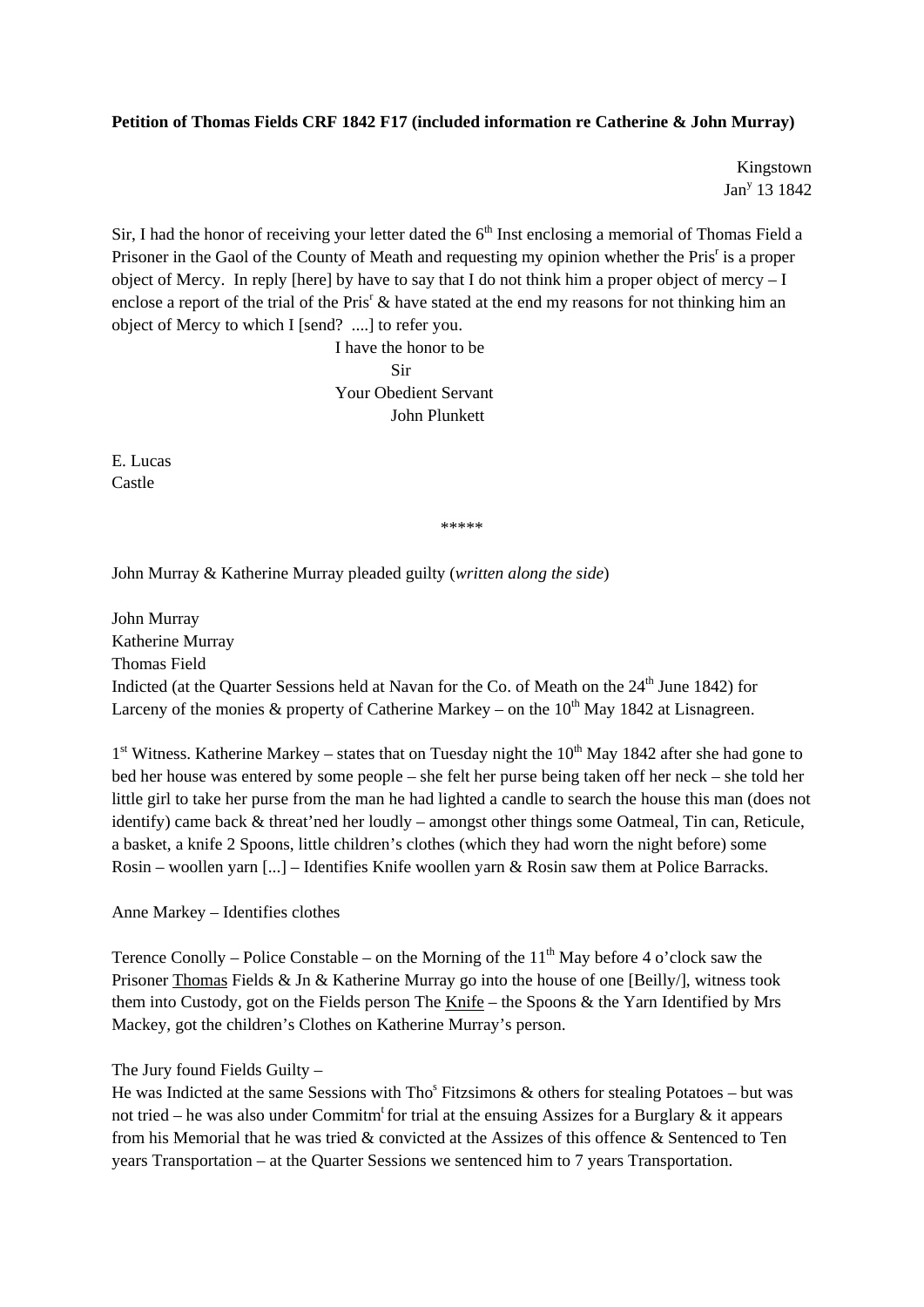**Petition of Thomas Fields CRF 1842 F17 (included information re Catherine & John Murray)**

Kingstown
Jan[y] 13 1842

Sir, I had the honor of receiving your letter dated the 6[th] Inst enclosing a memorial of Thomas Field a Prisoner in the Gaol of the County of Meath and requesting my opinion whether the Pris[r] is a proper object of Mercy. In reply [here] by have to say that I do not think him a proper object of mercy – I enclose a report of the trial of the Pris[r] & have stated at the end my reasons for not thinking him an object of Mercy to which I [send? ....] to refer you.

I have the honor to be
Sir
Your Obedient Servant
John Plunkett

E. Lucas
Castle

\*\*\*\*\*

John Murray & Katherine Murray pleaded guilty (*written along the side*)

John Murray
Katherine Murray
Thomas Field
Indicted (at the Quarter Sessions held at Navan for the Co. of Meath on the 24[th] June 1842) for Larceny of the monies & property of Catherine Markey – on the 10[th] May 1842 at Lisnagreen.

1[st] Witness. Katherine Markey – states that on Tuesday night the 10[th] May 1842 after she had gone to bed her house was entered by some people – she felt her purse being taken off her neck – she told her little girl to take her purse from the man he had lighted a candle to search the house this man (does not identify) came back & threat'ned her loudly – amongst other things some Oatmeal, Tin can, Reticule, a basket, a knife 2 Spoons, little children's clothes (which they had worn the night before) some Rosin – woollen yarn [...] – Identifies Knife woollen yarn & Rosin saw them at Police Barracks.

Anne Markey – Identifies clothes

Terence Conolly – Police Constable – on the Morning of the 11[th] May before 4 o'clock saw the Prisoner <u>Thomas</u> Fields & Jn & Katherine Murray go into the house of one [Beilly/], witness took them into Custody, got on the Fields person The <u>Knife</u> – the Spoons & the Yarn Identified by Mrs Mackey, got the children's Clothes on Katherine Murray's person.

The Jury found Fields Guilty –
He was Indicted at the same Sessions with Tho[s] Fitzsimons & others for stealing Potatoes – but was not tried – he was also under Commitm[t] for trial at the ensuing Assizes for a Burglary & it appears from his Memorial that he was tried & convicted at the Assizes of this offence & Sentenced to Ten years Transportation – at the Quarter Sessions we sentenced him to 7 years Transportation.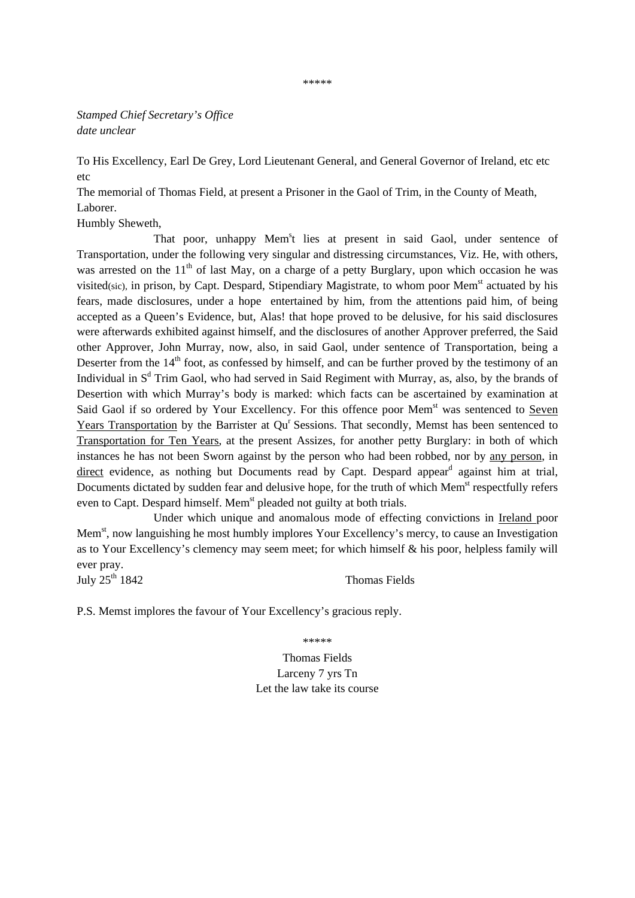\*\*\*\*\*

*Stamped Chief Secretary's Office*
*date unclear*

To His Excellency, Earl De Grey, Lord Lieutenant General, and General Governor of Ireland, etc etc etc

The memorial of Thomas Field, at present a Prisoner in the Gaol of Trim, in the County of Meath, Laborer.

Humbly Sheweth,

That poor, unhappy Mem[s]t lies at present in said Gaol, under sentence of Transportation, under the following very singular and distressing circumstances, Viz. He, with others, was arrested on the 11[th] of last May, on a charge of a petty Burglary, upon which occasion he was visited(sic), in prison, by Capt. Despard, Stipendiary Magistrate, to whom poor Mem[st] actuated by his fears, made disclosures, under a hope entertained by him, from the attentions paid him, of being accepted as a Queen's Evidence, but, Alas! that hope proved to be delusive, for his said disclosures were afterwards exhibited against himself, and the disclosures of another Approver preferred, the Said other Approver, John Murray, now, also, in said Gaol, under sentence of Transportation, being a Deserter from the 14[th] foot, as confessed by himself, and can be further proved by the testimony of an Individual in S[d] Trim Gaol, who had served in Said Regiment with Murray, as, also, by the brands of Desertion with which Murray's body is marked: which facts can be ascertained by examination at Said Gaol if so ordered by Your Excellency. For this offence poor Mem[st] was sentenced to <u>Seven Years Transportation</u> by the Barrister at Qu[r] Sessions. That secondly, Memst has been sentenced to <u>Transportation for Ten Years</u>, at the present Assizes, for another petty Burglary: in both of which instances he has not been Sworn against by the person who had been robbed, nor by <u>any person</u>, in <u>direct</u> evidence, as nothing but Documents read by Capt. Despard appear[d] against him at trial, Documents dictated by sudden fear and delusive hope, for the truth of which Mem[st] respectfully refers even to Capt. Despard himself. Mem[st] pleaded not guilty at both trials.

Under which unique and anomalous mode of effecting convictions in <u>Ireland</u> poor Mem[st], now languishing he most humbly implores Your Excellency's mercy, to cause an Investigation as to Your Excellency's clemency may seem meet; for which himself & his poor, helpless family will ever pray.

July 25[th] 1842 Thomas Fields

P.S. Memst implores the favour of Your Excellency's gracious reply.

\*\*\*\*\*

Thomas Fields
Larceny 7 yrs Tn
Let the law take its course